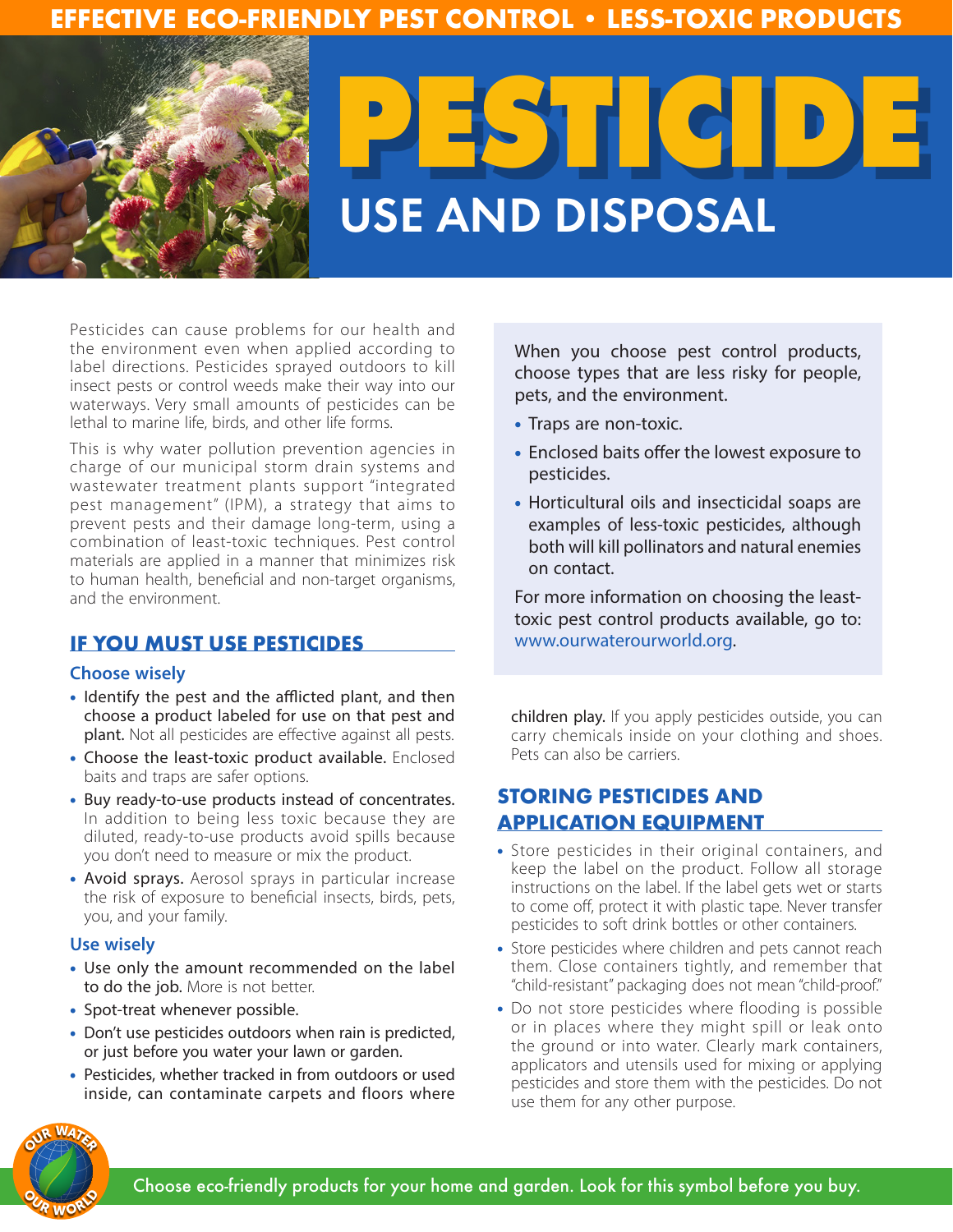EFFECTIVE ECO-FRIENDLY PEST CONTROL • LESS-TOXIC PRODUCTS

# PESTICIDE USE AND DISPOSAL

Pesticides can cause problems for our health and the environment even when applied according to label directions. Pesticides sprayed outdoors to kill insect pests or control weeds make their way into our waterways. Very small amounts of pesticides can be lethal to marine life, birds, and other life forms.

This is why water pollution prevention agencies in charge of our municipal storm drain systems and wastewater treatment plants support "integrated pest management" (IPM), a strategy that aims to prevent pests and their damage long-term, using a combination of least-toxic techniques. Pest control materials are applied in a manner that minimizes risk to human health, beneficial and non-target organisms, and the environment.

## IF YOU MUST USE PESTICIDES

### Choose wisely

- **Identify the pest and the afflicted plant, and then choose a product labeled for use on that pest and plant.** Not all pesticides are effective against all pests.
- **Choose the least-toxic product available.** Enclosed baits and traps are safer options.
- **Buy ready-to-use products instead of concentrates.** In addition to being less toxic because they are diluted, ready-to-use products avoid spills because you don't need to measure or mix the product.
- **Avoid sprays.** Aerosol sprays in particular increase the risk of exposure to beneficial insects, birds, pets, you, and your family.

### Use wisely

- **Use only the amount recommended on the label to do the job.** More is not better.
- **Spot-treat whenever possible.**
- **Don't use pesticides outdoors when rain is predicted, or just before you water your lawn or garden.**
- **Pesticides, whether tracked in from outdoors or used inside, can contaminate carpets and floors where children play.** If you apply pesticides outside, you can carry chemicals inside on your clothing and shoes. Pets can also be carriers.

When you choose pest control products, choose types that are less risky for people, pets, and the environment.

- Traps are non-toxic.
- Enclosed baits offer the lowest exposure to pesticides.
- Horticultural oils and insecticidal soaps are examples of less-toxic pesticides, although both will kill pollinators and natural enemies on contact.

For more information on choosing the least-toxic pest control products available, go to: www.ourwaterourworld.org.

## STORING PESTICIDES AND APPLICATION EQUIPMENT

- Store pesticides in their original containers, and keep the label on the product. Follow all storage instructions on the label. If the label gets wet or starts to come off, protect it with plastic tape. Never transfer pesticides to soft drink bottles or other containers.
- Store pesticides where children and pets cannot reach them. Close containers tightly, and remember that "child-resistant" packaging does not mean "child-proof."
- Do not store pesticides where flooding is possible or in places where they might spill or leak onto the ground or into water. Clearly mark containers, applicators and utensils used for mixing or applying pesticides and store them with the pesticides. Do not use them for any other purpose.

Choose eco-friendly products for your home and garden. Look for this symbol before you buy.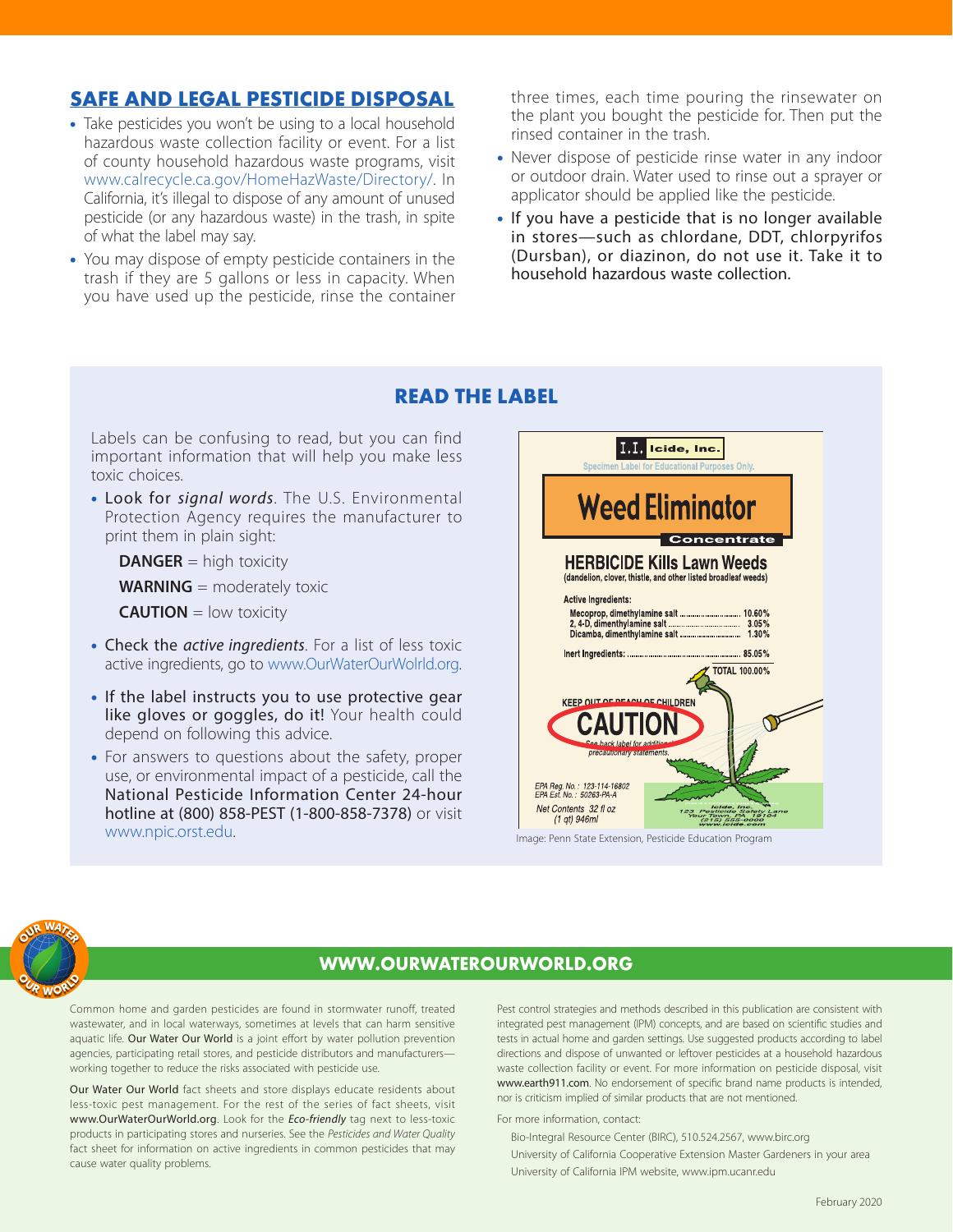## SAFE AND LEGAL PESTICIDE DISPOSAL

- Take pesticides you won't be using to a local household hazardous waste collection facility or event. For a list of county household hazardous waste programs, visit www.calrecycle.ca.gov/HomeHazWaste/Directory/. In California, it's illegal to dispose of any amount of unused pesticide (or any hazardous waste) in the trash, in spite of what the label may say.
- You may dispose of empty pesticide containers in the trash if they are 5 gallons or less in capacity. When you have used up the pesticide, rinse the container three times, each time pouring the rinsewater on the plant you bought the pesticide for. Then put the rinsed container in the trash.
- Never dispose of pesticide rinse water in any indoor or outdoor drain. Water used to rinse out a sprayer or applicator should be applied like the pesticide.
- If you have a pesticide that is no longer available in stores—such as chlordane, DDT, chlorpyrifos (Dursban), or diazinon, do not use it. Take it to household hazardous waste collection.

## READ THE LABEL

Labels can be confusing to read, but you can find important information that will help you make less toxic choices.

- Look for *signal words*. The U.S. Environmental Protection Agency requires the manufacturer to print them in plain sight:

  **DANGER** = high toxicity

  **WARNING** = moderately toxic

  **CAUTION** = low toxicity

- Check the *active ingredients*. For a list of less toxic active ingredients, go to www.OurWaterOurWolrld.org.
- If the label instructs you to use protective gear like gloves or goggles, do it! Your health could depend on following this advice.
- For answers to questions about the safety, proper use, or environmental impact of a pesticide, call the National Pesticide Information Center 24-hour hotline at (800) 858-PEST (1-800-858-7378) or visit www.npic.orst.edu.

I.I. Icide, Inc.

Specimen Label for Educational Purposes Only.

Weed Eliminator

Concentrate

HERBICIDE Kills Lawn Weeds

(dandelion, clover, thistle, and other listed broadleaf weeds)

Active Ingredients:

| | |
|---|---|
| Mecoprop, dimethylamine salt | 10.60% |
| 2, 4-D, dimenthylamine salt | 3.05% |
| Dicamba, dimenthylamine salt | 1.30% |
| Inert Ingredients: | 85.05% |
| TOTAL | 100.00% |

KEEP OUT OF REACH OF CHILDREN

CAUTION

See back label for additional precautionary statements.

EPA Reg. No.: 123-114-16802
EPA Est. No.: 50263-PA-A

Net Contents 32 fl oz
(1 qt) 946ml

Icide, Inc.
123 Pesticide Safety Lane
Your Town, PA 19104
(215) 555-0000
www.icide.com

Image: Penn State Extension, Pesticide Education Program

## WWW.OURWATEROURWORLD.ORG

Common home and garden pesticides are found in stormwater runoff, treated wastewater, and in local waterways, sometimes at levels that can harm sensitive aquatic life. Our Water Our World is a joint effort by water pollution prevention agencies, participating retail stores, and pesticide distributors and manufacturers—working together to reduce the risks associated with pesticide use.

Our Water Our World fact sheets and store displays educate residents about less-toxic pest management. For the rest of the series of fact sheets, visit www.OurWaterOurWorld.org. Look for the *Eco-friendly* tag next to less-toxic products in participating stores and nurseries. See the *Pesticides and Water Quality* fact sheet for information on active ingredients in common pesticides that may cause water quality problems.

Pest control strategies and methods described in this publication are consistent with integrated pest management (IPM) concepts, and are based on scientific studies and tests in actual home and garden settings. Use suggested products according to label directions and dispose of unwanted or leftover pesticides at a household hazardous waste collection facility or event. For more information on pesticide disposal, visit www.earth911.com. No endorsement of specific brand name products is intended, nor is criticism implied of similar products that are not mentioned.

For more information, contact:

Bio-Integral Resource Center (BIRC), 510.524.2567, www.birc.org

University of California Cooperative Extension Master Gardeners in your area

University of California IPM website, www.ipm.ucanr.edu

February 2020